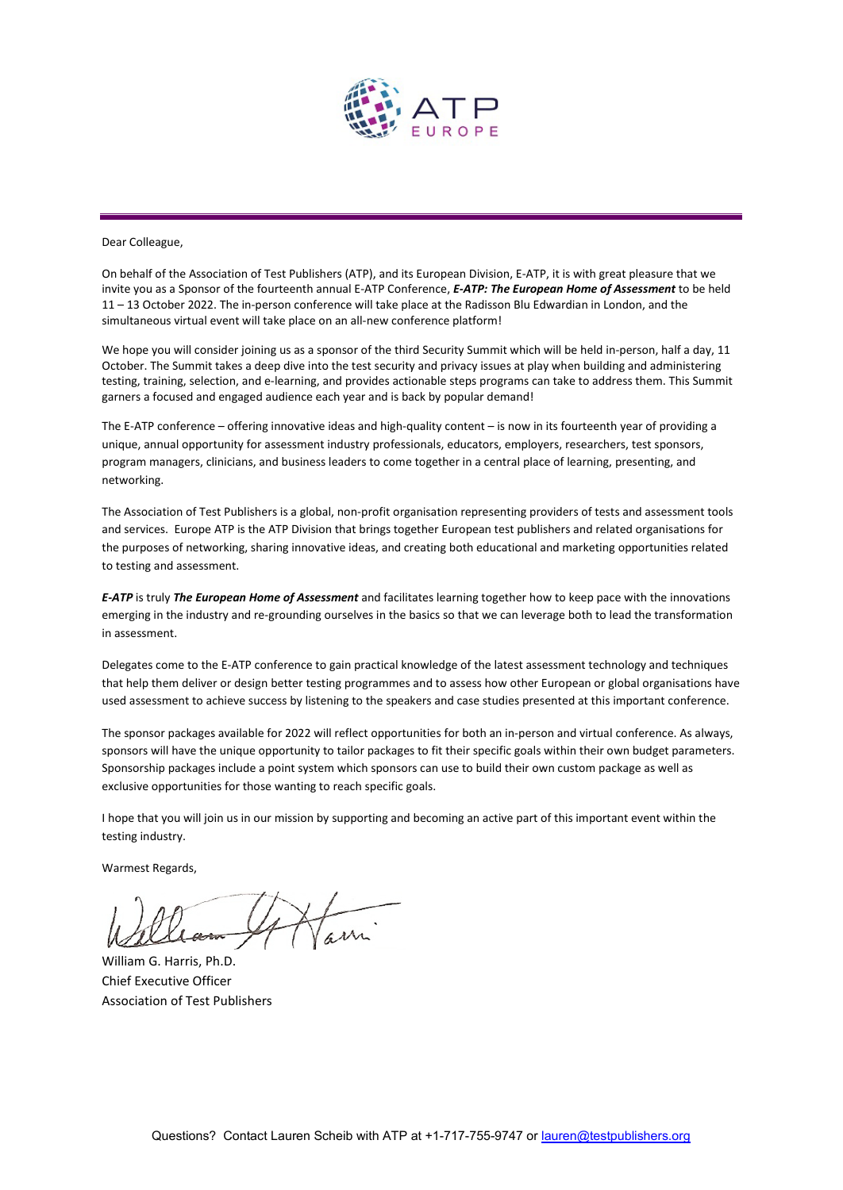Dear Colleague,

On behalf of the Association of Test Publishers (ATP), and its European Division, E-ATP, it is with great pleasure that we invite you as a Sponsor of the fourteenth annual E-ATP Conference, ***E-ATP: The European Home of Assessment*** to be held 11 – 13 October 2022. The in-person conference will take place at the Radisson Blu Edwardian in London, and the simultaneous virtual event will take place on an all-new conference platform!

We hope you will consider joining us as a sponsor of the third Security Summit which will be held in-person, half a day, 11 October. The Summit takes a deep dive into the test security and privacy issues at play when building and administering testing, training, selection, and e-learning, and provides actionable steps programs can take to address them. This Summit garners a focused and engaged audience each year and is back by popular demand!

The E-ATP conference – offering innovative ideas and high-quality content – is now in its fourteenth year of providing a unique, annual opportunity for assessment industry professionals, educators, employers, researchers, test sponsors, program managers, clinicians, and business leaders to come together in a central place of learning, presenting, and networking.

The Association of Test Publishers is a global, non-profit organisation representing providers of tests and assessment tools and services. Europe ATP is the ATP Division that brings together European test publishers and related organisations for the purposes of networking, sharing innovative ideas, and creating both educational and marketing opportunities related to testing and assessment.

***E-ATP*** is truly ***The European Home of Assessment*** and facilitates learning together how to keep pace with the innovations emerging in the industry and re-grounding ourselves in the basics so that we can leverage both to lead the transformation in assessment.

Delegates come to the E-ATP conference to gain practical knowledge of the latest assessment technology and techniques that help them deliver or design better testing programmes and to assess how other European or global organisations have used assessment to achieve success by listening to the speakers and case studies presented at this important conference.

The sponsor packages available for 2022 will reflect opportunities for both an in-person and virtual conference. As always, sponsors will have the unique opportunity to tailor packages to fit their specific goals within their own budget parameters. Sponsorship packages include a point system which sponsors can use to build their own custom package as well as exclusive opportunities for those wanting to reach specific goals.

I hope that you will join us in our mission by supporting and becoming an active part of this important event within the testing industry.

Warmest Regards,

William G. Harris, Ph.D.
Chief Executive Officer
Association of Test Publishers

Questions? Contact Lauren Scheib with ATP at +1-717-755-9747 or lauren@testpublishers.org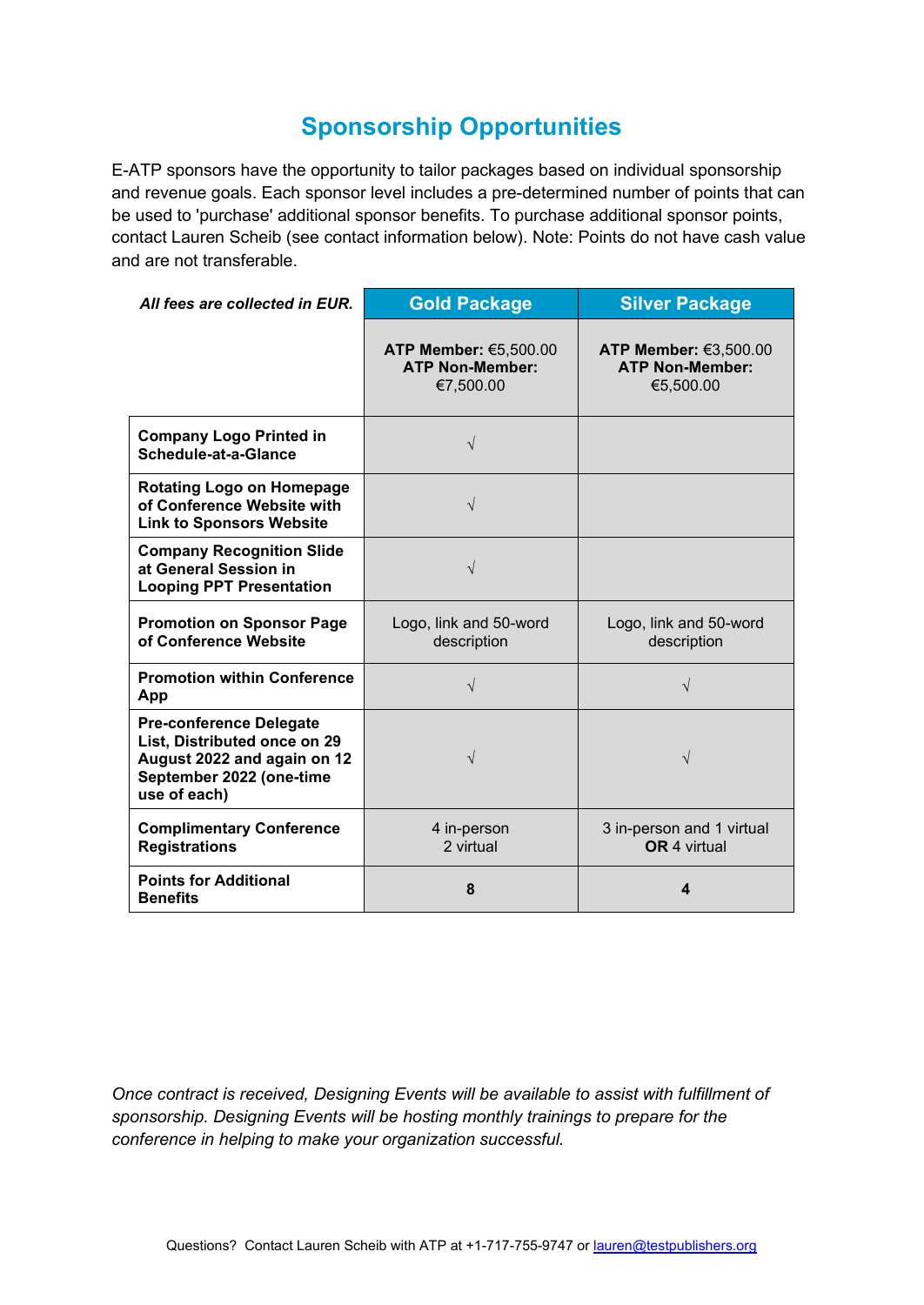# Sponsorship Opportunities

E-ATP sponsors have the opportunity to tailor packages based on individual sponsorship and revenue goals. Each sponsor level includes a pre-determined number of points that can be used to 'purchase' additional sponsor benefits. To purchase additional sponsor points, contact Lauren Scheib (see contact information below). Note: Points do not have cash value and are not transferable.

| ***All fees are collected in EUR.*** | **Gold Package** | **Silver Package** |
|---|---|---|
| | **ATP Member:** €5,500.00<br>**ATP Non-Member:** €7,500.00 | **ATP Member:** €3,500.00<br>**ATP Non-Member:** €5,500.00 |
| **Company Logo Printed in Schedule-at-a-Glance** | √ | |
| **Rotating Logo on Homepage of Conference Website with Link to Sponsors Website** | √ | |
| **Company Recognition Slide at General Session in Looping PPT Presentation** | √ | |
| **Promotion on Sponsor Page of Conference Website** | Logo, link and 50-word description | Logo, link and 50-word description |
| **Promotion within Conference App** | √ | √ |
| **Pre-conference Delegate List, Distributed once on 29 August 2022 and again on 12 September 2022 (one-time use of each)** | √ | √ |
| **Complimentary Conference Registrations** | 4 in-person<br>2 virtual | 3 in-person and 1 virtual<br>**OR** 4 virtual |
| **Points for Additional Benefits** | **8** | **4** |

*Once contract is received, Designing Events will be available to assist with fulfillment of sponsorship. Designing Events will be hosting monthly trainings to prepare for the conference in helping to make your organization successful.*

Questions? Contact Lauren Scheib with ATP at +1-717-755-9747 or lauren@testpublishers.org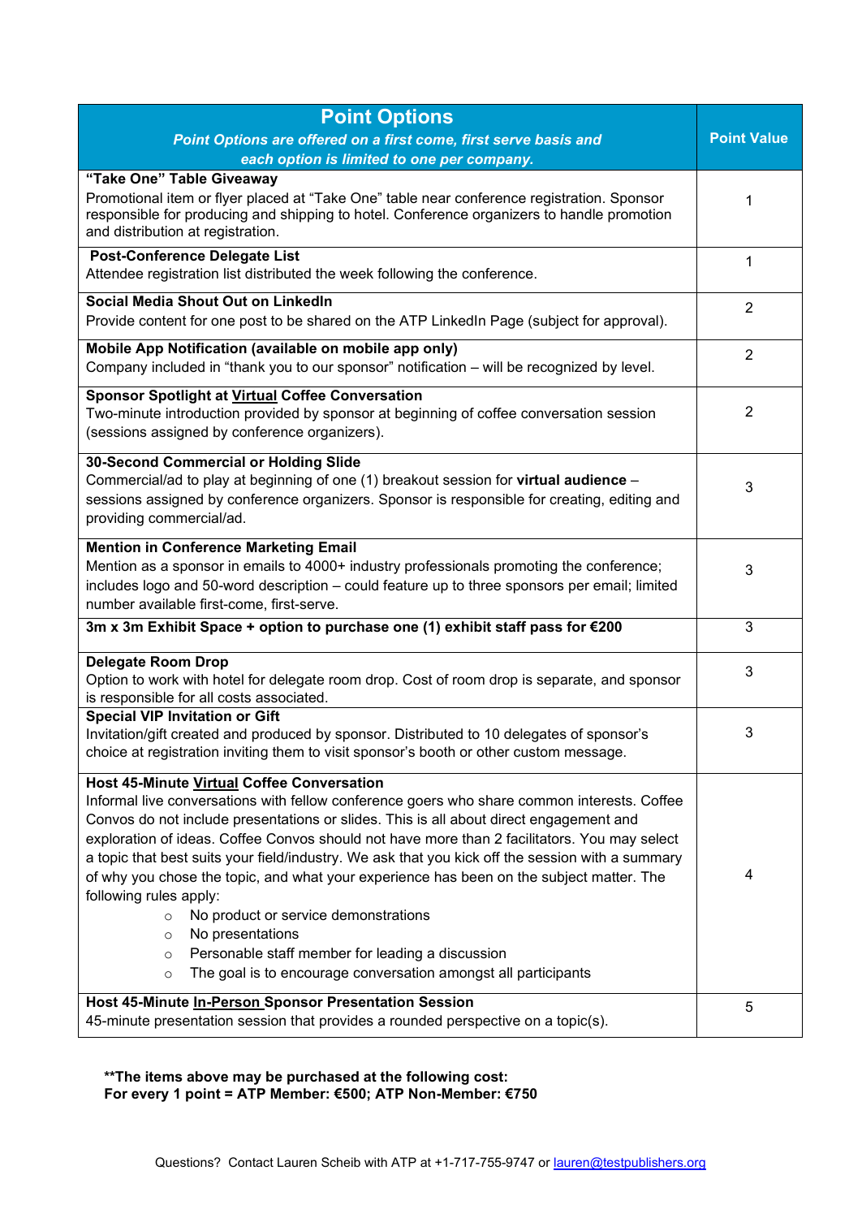| **Point Options**<br>*Point Options are offered on a first come, first serve basis and each option is limited to one per company.* | **Point Value** |
|---|---|
| **"Take One" Table Giveaway**<br>Promotional item or flyer placed at "Take One" table near conference registration. Sponsor responsible for producing and shipping to hotel. Conference organizers to handle promotion and distribution at registration. | 1 |
| **Post-Conference Delegate List**<br>Attendee registration list distributed the week following the conference. | 1 |
| **Social Media Shout Out on LinkedIn**<br>Provide content for one post to be shared on the ATP LinkedIn Page (subject for approval). | 2 |
| **Mobile App Notification (available on mobile app only)**<br>Company included in "thank you to our sponsor" notification – will be recognized by level. | 2 |
| **Sponsor Spotlight at Virtual Coffee Conversation**<br>Two-minute introduction provided by sponsor at beginning of coffee conversation session (sessions assigned by conference organizers). | 2 |
| **30-Second Commercial or Holding Slide**<br>Commercial/ad to play at beginning of one (1) breakout session for **virtual audience** – sessions assigned by conference organizers. Sponsor is responsible for creating, editing and providing commercial/ad. | 3 |
| **Mention in Conference Marketing Email**<br>Mention as a sponsor in emails to 4000+ industry professionals promoting the conference; includes logo and 50-word description – could feature up to three sponsors per email; limited number available first-come, first-serve. | 3 |
| **3m x 3m Exhibit Space + option to purchase one (1) exhibit staff pass for €200** | 3 |
| **Delegate Room Drop**<br>Option to work with hotel for delegate room drop. Cost of room drop is separate, and sponsor is responsible for all costs associated. | 3 |
| **Special VIP Invitation or Gift**<br>Invitation/gift created and produced by sponsor. Distributed to 10 delegates of sponsor's choice at registration inviting them to visit sponsor's booth or other custom message. | 3 |
| **Host 45-Minute Virtual Coffee Conversation**<br>Informal live conversations with fellow conference goers who share common interests. Coffee Convos do not include presentations or slides. This is all about direct engagement and exploration of ideas. Coffee Convos should not have more than 2 facilitators. You may select a topic that best suits your field/industry. We ask that you kick off the session with a summary of why you chose the topic, and what your experience has been on the subject matter. The following rules apply:<br>○ No product or service demonstrations<br>○ No presentations<br>○ Personable staff member for leading a discussion<br>○ The goal is to encourage conversation amongst all participants | 4 |
| **Host 45-Minute In-Person Sponsor Presentation Session**<br>45-minute presentation session that provides a rounded perspective on a topic(s). | 5 |

**\*\*The items above may be purchased at the following cost:**
**For every 1 point = ATP Member: €500; ATP Non-Member: €750**

Questions? Contact Lauren Scheib with ATP at +1-717-755-9747 or lauren@testpublishers.org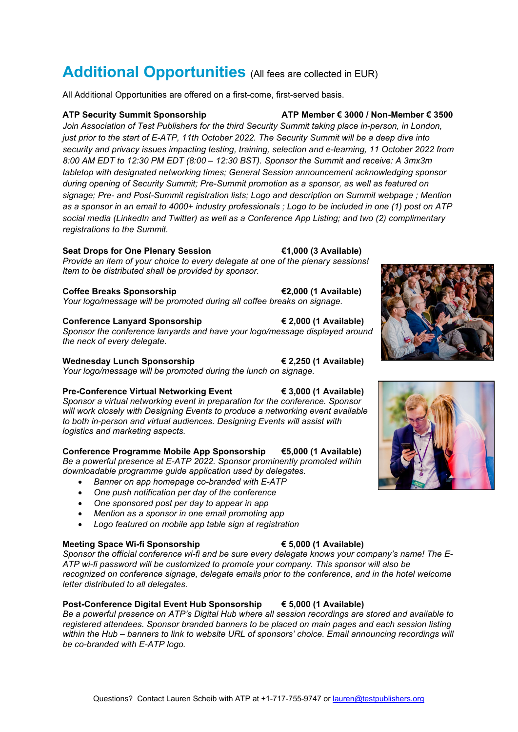# Additional Opportunities (All fees are collected in EUR)

All Additional Opportunities are offered on a first-come, first-served basis.

**ATP Security Summit Sponsorship** **ATP Member € 3000 / Non-Member € 3500**
*Join Association of Test Publishers for the third Security Summit taking place in-person, in London, just prior to the start of E-ATP, 11th October 2022. The Security Summit will be a deep dive into security and privacy issues impacting testing, training, selection and e-learning, 11 October 2022 from 8:00 AM EDT to 12:30 PM EDT (8:00 – 12:30 BST). Sponsor the Summit and receive: A 3mx3m tabletop with designated networking times; General Session announcement acknowledging sponsor during opening of Security Summit; Pre-Summit promotion as a sponsor, as well as featured on signage; Pre- and Post-Summit registration lists; Logo and description on Summit webpage ; Mention as a sponsor in an email to 4000+ industry professionals ; Logo to be included in one (1) post on ATP social media (LinkedIn and Twitter) as well as a Conference App Listing; and two (2) complimentary registrations to the Summit.*

**Seat Drops for One Plenary Session** **€1,000 (3 Available)**
*Provide an item of your choice to every delegate at one of the plenary sessions! Item to be distributed shall be provided by sponsor.*

**Coffee Breaks Sponsorship** **€2,000 (1 Available)**
*Your logo/message will be promoted during all coffee breaks on signage.*

**Conference Lanyard Sponsorship** **€ 2,000 (1 Available)**
*Sponsor the conference lanyards and have your logo/message displayed around the neck of every delegate.*

**Wednesday Lunch Sponsorship** **€ 2,250 (1 Available)**
*Your logo/message will be promoted during the lunch on signage.*

**Pre-Conference Virtual Networking Event** **€ 3,000 (1 Available)**
*Sponsor a virtual networking event in preparation for the conference. Sponsor will work closely with Designing Events to produce a networking event available to both in-person and virtual audiences. Designing Events will assist with logistics and marketing aspects.*

**Conference Programme Mobile App Sponsorship** **€5,000 (1 Available)**
*Be a powerful presence at E-ATP 2022. Sponsor prominently promoted within downloadable programme guide application used by delegates.*

- *Banner on app homepage co-branded with E-ATP*
- *One push notification per day of the conference*
- *One sponsored post per day to appear in app*
- *Mention as a sponsor in one email promoting app*
- *Logo featured on mobile app table sign at registration*

**Meeting Space Wi-fi Sponsorship** **€ 5,000 (1 Available)**
*Sponsor the official conference wi-fi and be sure every delegate knows your company's name! The E-ATP wi-fi password will be customized to promote your company. This sponsor will also be recognized on conference signage, delegate emails prior to the conference, and in the hotel welcome letter distributed to all delegates.*

**Post-Conference Digital Event Hub Sponsorship** **€ 5,000 (1 Available)**
*Be a powerful presence on ATP's Digital Hub where all session recordings are stored and available to registered attendees. Sponsor branded banners to be placed on main pages and each session listing within the Hub – banners to link to website URL of sponsors' choice. Email announcing recordings will be co-branded with E-ATP logo.*

Questions? Contact Lauren Scheib with ATP at +1-717-755-9747 or lauren@testpublishers.org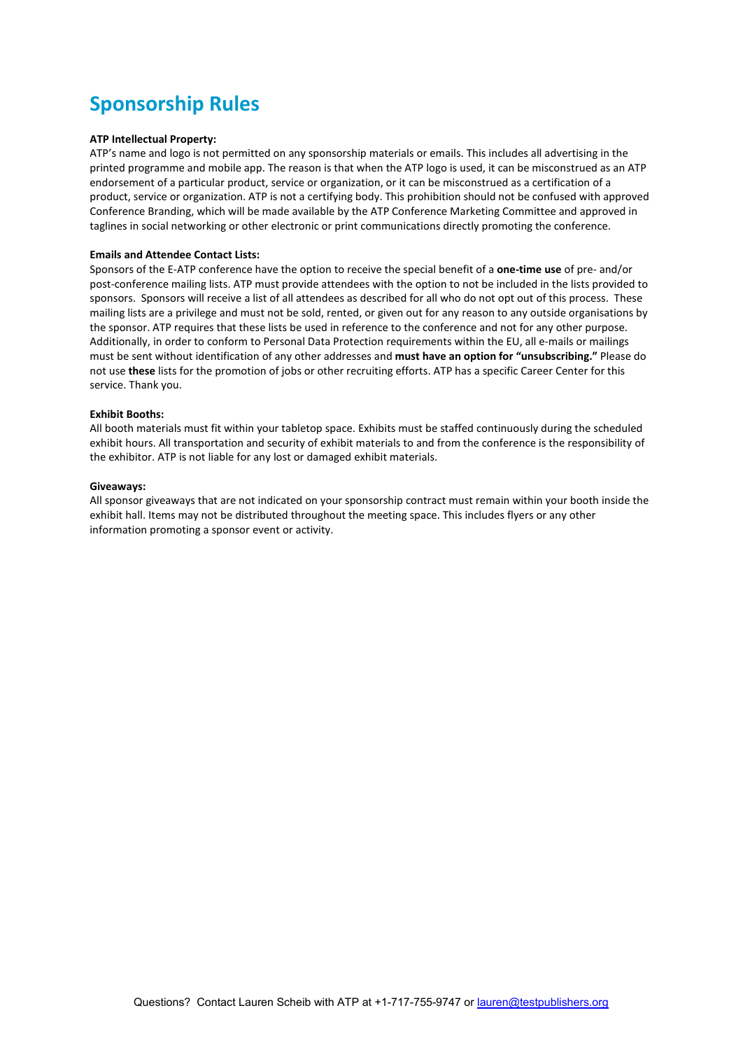# Sponsorship Rules

**ATP Intellectual Property:**
ATP's name and logo is not permitted on any sponsorship materials or emails. This includes all advertising in the printed programme and mobile app. The reason is that when the ATP logo is used, it can be misconstrued as an ATP endorsement of a particular product, service or organization, or it can be misconstrued as a certification of a product, service or organization. ATP is not a certifying body. This prohibition should not be confused with approved Conference Branding, which will be made available by the ATP Conference Marketing Committee and approved in taglines in social networking or other electronic or print communications directly promoting the conference.

**Emails and Attendee Contact Lists:**
Sponsors of the E-ATP conference have the option to receive the special benefit of a **one-time use** of pre- and/or post-conference mailing lists. ATP must provide attendees with the option to not be included in the lists provided to sponsors. Sponsors will receive a list of all attendees as described for all who do not opt out of this process. These mailing lists are a privilege and must not be sold, rented, or given out for any reason to any outside organisations by the sponsor. ATP requires that these lists be used in reference to the conference and not for any other purpose. Additionally, in order to conform to Personal Data Protection requirements within the EU, all e-mails or mailings must be sent without identification of any other addresses and **must have an option for "unsubscribing."** Please do not use **these** lists for the promotion of jobs or other recruiting efforts. ATP has a specific Career Center for this service. Thank you.

**Exhibit Booths:**
All booth materials must fit within your tabletop space. Exhibits must be staffed continuously during the scheduled exhibit hours. All transportation and security of exhibit materials to and from the conference is the responsibility of the exhibitor. ATP is not liable for any lost or damaged exhibit materials.

**Giveaways:**
All sponsor giveaways that are not indicated on your sponsorship contract must remain within your booth inside the exhibit hall. Items may not be distributed throughout the meeting space. This includes flyers or any other information promoting a sponsor event or activity.

Questions? Contact Lauren Scheib with ATP at +1-717-755-9747 or lauren@testpublishers.org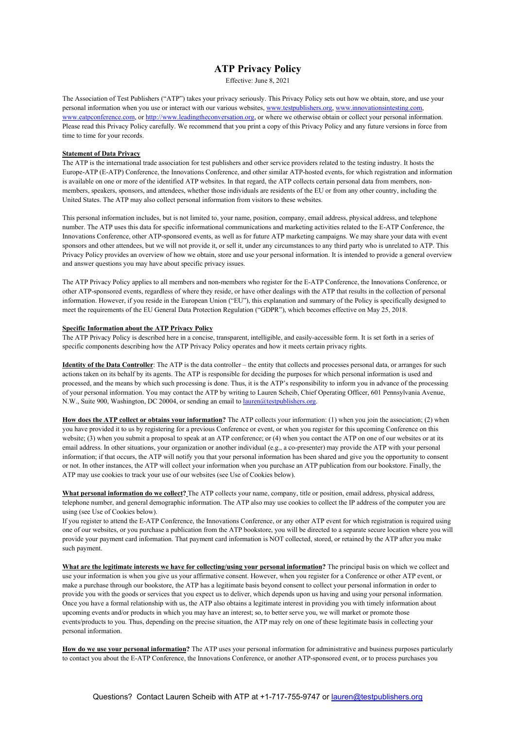# ATP Privacy Policy

Effective: June 8, 2021

The Association of Test Publishers ("ATP") takes your privacy seriously. This Privacy Policy sets out how we obtain, store, and use your personal information when you use or interact with our various websites, [www.testpublishers.org](http://www.testpublishers.org), [www.innovationsintesting.com](http://www.innovationsintesting.com), [www.eatpconference.com](http://www.eatpconference.com), or [http://www.leadingtheconversation.org](http://www.leadingtheconversation.org), or where we otherwise obtain or collect your personal information. Please read this Privacy Policy carefully. We recommend that you print a copy of this Privacy Policy and any future versions in force from time to time for your records.

**Statement of Data Privacy**

The ATP is the international trade association for test publishers and other service providers related to the testing industry. It hosts the Europe-ATP (E-ATP) Conference, the Innovations Conference, and other similar ATP-hosted events, for which registration and information is available on one or more of the identified ATP websites. In that regard, the ATP collects certain personal data from members, non-members, speakers, sponsors, and attendees, whether those individuals are residents of the EU or from any other country, including the United States. The ATP may also collect personal information from visitors to these websites.

This personal information includes, but is not limited to, your name, position, company, email address, physical address, and telephone number. The ATP uses this data for specific informational communications and marketing activities related to the E-ATP Conference, the Innovations Conference, other ATP-sponsored events, as well as for future ATP marketing campaigns. We may share your data with event sponsors and other attendees, but we will not provide it, or sell it, under any circumstances to any third party who is unrelated to ATP. This Privacy Policy provides an overview of how we obtain, store and use your personal information. It is intended to provide a general overview and answer questions you may have about specific privacy issues.

The ATP Privacy Policy applies to all members and non-members who register for the E-ATP Conference, the Innovations Conference, or other ATP-sponsored events, regardless of where they reside, or have other dealings with the ATP that results in the collection of personal information. However, if you reside in the European Union ("EU"), this explanation and summary of the Policy is specifically designed to meet the requirements of the EU General Data Protection Regulation ("GDPR"), which becomes effective on May 25, 2018.

**Specific Information about the ATP Privacy Policy**

The ATP Privacy Policy is described here in a concise, transparent, intelligible, and easily-accessible form. It is set forth in a series of specific components describing how the ATP Privacy Policy operates and how it meets certain privacy rights.

**Identity of the Data Controller**: The ATP is the data controller – the entity that collects and processes personal data, or arranges for such actions taken on its behalf by its agents. The ATP is responsible for deciding the purposes for which personal information is used and processed, and the means by which such processing is done. Thus, it is the ATP's responsibility to inform you in advance of the processing of your personal information. You may contact the ATP by writing to Lauren Scheib, Chief Operating Officer, 601 Pennsylvania Avenue, N.W., Suite 900, Washington, DC 20004, or sending an email to [lauren@testpublishers.org](mailto:lauren@testpublishers.org).

**How does the ATP collect or obtains your information?** The ATP collects your information: (1) when you join the association; (2) when you have provided it to us by registering for a previous Conference or event, or when you register for this upcoming Conference on this website; (3) when you submit a proposal to speak at an ATP conference; or (4) when you contact the ATP on one of our websites or at its email address. In other situations, your organization or another individual (e.g., a co-presenter) may provide the ATP with your personal information; if that occurs, the ATP will notify you that your personal information has been shared and give you the opportunity to consent or not. In other instances, the ATP will collect your information when you purchase an ATP publication from our bookstore. Finally, the ATP may use cookies to track your use of our websites (see Use of Cookies below).

**What personal information do we collect?** The ATP collects your name, company, title or position, email address, physical address, telephone number, and general demographic information. The ATP also may use cookies to collect the IP address of the computer you are using (see Use of Cookies below).

If you register to attend the E-ATP Conference, the Innovations Conference, or any other ATP event for which registration is required using one of our websites, or you purchase a publication from the ATP bookstore, you will be directed to a separate secure location where you will provide your payment card information. That payment card information is NOT collected, stored, or retained by the ATP after you make such payment.

**What are the legitimate interests we have for collecting/using your personal information?** The principal basis on which we collect and use your information is when you give us your affirmative consent. However, when you register for a Conference or other ATP event, or make a purchase through our bookstore, the ATP has a legitimate basis beyond consent to collect your personal information in order to provide you with the goods or services that you expect us to deliver, which depends upon us having and using your personal information. Once you have a formal relationship with us, the ATP also obtains a legitimate interest in providing you with timely information about upcoming events and/or products in which you may have an interest; so, to better serve you, we will market or promote those events/products to you. Thus, depending on the precise situation, the ATP may rely on one of these legitimate basis in collecting your personal information.

**How do we use your personal information?** The ATP uses your personal information for administrative and business purposes particularly to contact you about the E-ATP Conference, the Innovations Conference, or another ATP-sponsored event, or to process purchases you

Questions? Contact Lauren Scheib with ATP at +1-717-755-9747 or [lauren@testpublishers.org](mailto:lauren@testpublishers.org)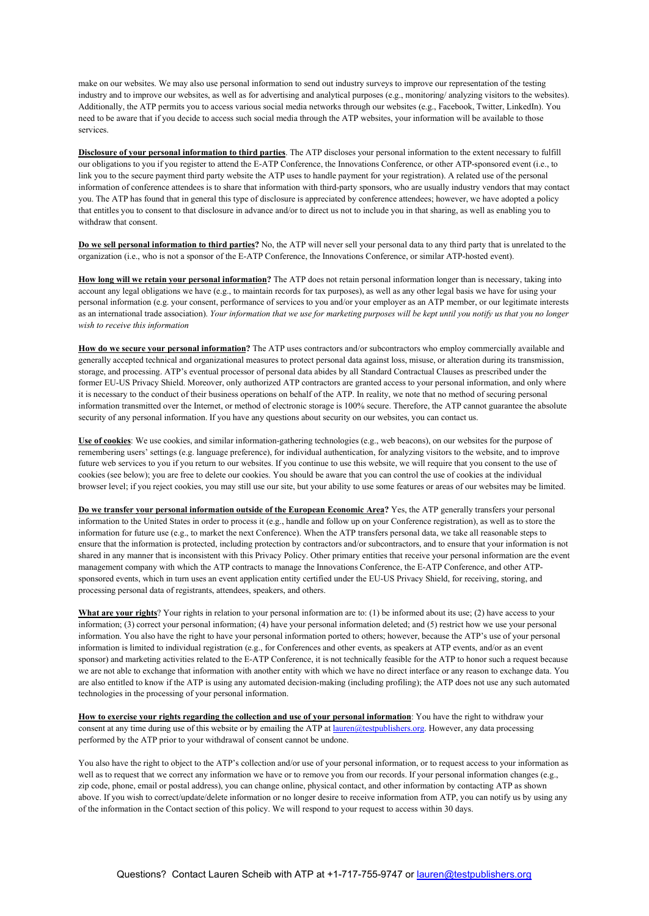make on our websites. We may also use personal information to send out industry surveys to improve our representation of the testing industry and to improve our websites, as well as for advertising and analytical purposes (e.g., monitoring/ analyzing visitors to the websites). Additionally, the ATP permits you to access various social media networks through our websites (e.g., Facebook, Twitter, LinkedIn). You need to be aware that if you decide to access such social media through the ATP websites, your information will be available to those services.

**Disclosure of your personal information to third parties**. The ATP discloses your personal information to the extent necessary to fulfill our obligations to you if you register to attend the E-ATP Conference, the Innovations Conference, or other ATP-sponsored event (i.e., to link you to the secure payment third party website the ATP uses to handle payment for your registration). A related use of the personal information of conference attendees is to share that information with third-party sponsors, who are usually industry vendors that may contact you. The ATP has found that in general this type of disclosure is appreciated by conference attendees; however, we have adopted a policy that entitles you to consent to that disclosure in advance and/or to direct us not to include you in that sharing, as well as enabling you to withdraw that consent.

**Do we sell personal information to third parties?** No, the ATP will never sell your personal data to any third party that is unrelated to the organization (i.e., who is not a sponsor of the E-ATP Conference, the Innovations Conference, or similar ATP-hosted event).

**How long will we retain your personal information?** The ATP does not retain personal information longer than is necessary, taking into account any legal obligations we have (e.g., to maintain records for tax purposes), as well as any other legal basis we have for using your personal information (e.g. your consent, performance of services to you and/or your employer as an ATP member, or our legitimate interests as an international trade association). *Your information that we use for marketing purposes will be kept until you notify us that you no longer wish to receive this information*

**How do we secure your personal information?** The ATP uses contractors and/or subcontractors who employ commercially available and generally accepted technical and organizational measures to protect personal data against loss, misuse, or alteration during its transmission, storage, and processing. ATP's eventual processor of personal data abides by all Standard Contractual Clauses as prescribed under the former EU-US Privacy Shield. Moreover, only authorized ATP contractors are granted access to your personal information, and only where it is necessary to the conduct of their business operations on behalf of the ATP. In reality, we note that no method of securing personal information transmitted over the Internet, or method of electronic storage is 100% secure. Therefore, the ATP cannot guarantee the absolute security of any personal information. If you have any questions about security on our websites, you can contact us.

**Use of cookies**: We use cookies, and similar information-gathering technologies (e.g., web beacons), on our websites for the purpose of remembering users' settings (e.g. language preference), for individual authentication, for analyzing visitors to the website, and to improve future web services to you if you return to our websites. If you continue to use this website, we will require that you consent to the use of cookies (see below); you are free to delete our cookies. You should be aware that you can control the use of cookies at the individual browser level; if you reject cookies, you may still use our site, but your ability to use some features or areas of our websites may be limited.

**Do we transfer your personal information outside of the European Economic Area?** Yes, the ATP generally transfers your personal information to the United States in order to process it (e.g., handle and follow up on your Conference registration), as well as to store the information for future use (e.g., to market the next Conference). When the ATP transfers personal data, we take all reasonable steps to ensure that the information is protected, including protection by contractors and/or subcontractors, and to ensure that your information is not shared in any manner that is inconsistent with this Privacy Policy. Other primary entities that receive your personal information are the event management company with which the ATP contracts to manage the Innovations Conference, the E-ATP Conference, and other ATP-sponsored events, which in turn uses an event application entity certified under the EU-US Privacy Shield, for receiving, storing, and processing personal data of registrants, attendees, speakers, and others.

**What are your rights**? Your rights in relation to your personal information are to: (1) be informed about its use; (2) have access to your information; (3) correct your personal information; (4) have your personal information deleted; and (5) restrict how we use your personal information. You also have the right to have your personal information ported to others; however, because the ATP's use of your personal information is limited to individual registration (e.g., for Conferences and other events, as speakers at ATP events, and/or as an event sponsor) and marketing activities related to the E-ATP Conference, it is not technically feasible for the ATP to honor such a request because we are not able to exchange that information with another entity with which we have no direct interface or any reason to exchange data. You are also entitled to know if the ATP is using any automated decision-making (including profiling); the ATP does not use any such automated technologies in the processing of your personal information.

**How to exercise your rights regarding the collection and use of your personal information**: You have the right to withdraw your consent at any time during use of this website or by emailing the ATP at lauren@testpublishers.org. However, any data processing performed by the ATP prior to your withdrawal of consent cannot be undone.

You also have the right to object to the ATP's collection and/or use of your personal information, or to request access to your information as well as to request that we correct any information we have or to remove you from our records. If your personal information changes (e.g., zip code, phone, email or postal address), you can change online, physical contact, and other information by contacting ATP as shown above. If you wish to correct/update/delete information or no longer desire to receive information from ATP, you can notify us by using any of the information in the Contact section of this policy. We will respond to your request to access within 30 days.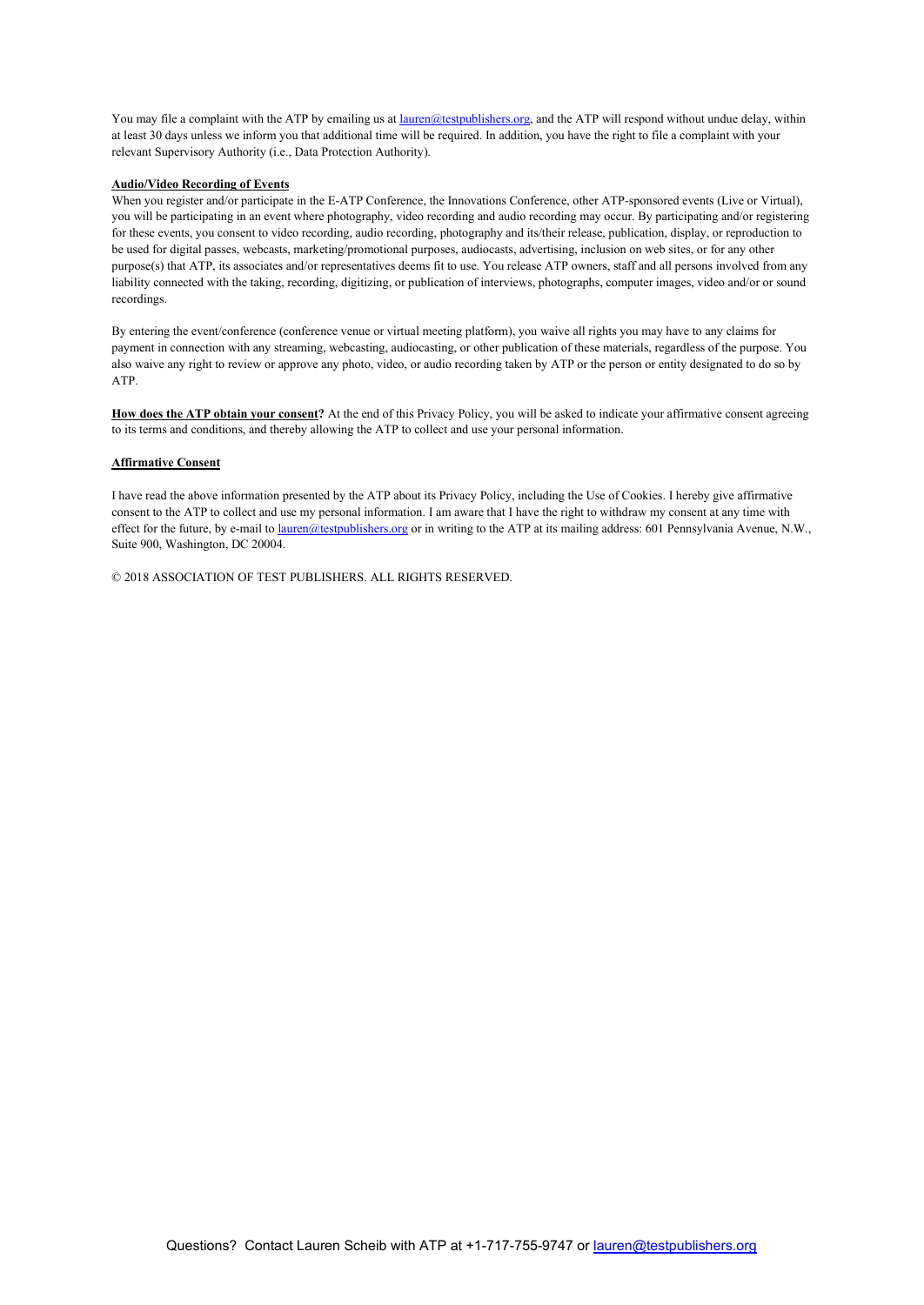You may file a complaint with the ATP by emailing us at lauren@testpublishers.org, and the ATP will respond without undue delay, within at least 30 days unless we inform you that additional time will be required. In addition, you have the right to file a complaint with your relevant Supervisory Authority (i.e., Data Protection Authority).

**Audio/Video Recording of Events**

When you register and/or participate in the E-ATP Conference, the Innovations Conference, other ATP-sponsored events (Live or Virtual), you will be participating in an event where photography, video recording and audio recording may occur. By participating and/or registering for these events, you consent to video recording, audio recording, photography and its/their release, publication, display, or reproduction to be used for digital passes, webcasts, marketing/promotional purposes, audiocasts, advertising, inclusion on web sites, or for any other purpose(s) that ATP, its associates and/or representatives deems fit to use. You release ATP owners, staff and all persons involved from any liability connected with the taking, recording, digitizing, or publication of interviews, photographs, computer images, video and/or or sound recordings.

By entering the event/conference (conference venue or virtual meeting platform), you waive all rights you may have to any claims for payment in connection with any streaming, webcasting, audiocasting, or other publication of these materials, regardless of the purpose. You also waive any right to review or approve any photo, video, or audio recording taken by ATP or the person or entity designated to do so by ATP.

**How does the ATP obtain your consent?** At the end of this Privacy Policy, you will be asked to indicate your affirmative consent agreeing to its terms and conditions, and thereby allowing the ATP to collect and use your personal information.

**Affirmative Consent**

I have read the above information presented by the ATP about its Privacy Policy, including the Use of Cookies. I hereby give affirmative consent to the ATP to collect and use my personal information. I am aware that I have the right to withdraw my consent at any time with effect for the future, by e-mail to lauren@testpublishers.org or in writing to the ATP at its mailing address: 601 Pennsylvania Avenue, N.W., Suite 900, Washington, DC 20004.

© 2018 ASSOCIATION OF TEST PUBLISHERS. ALL RIGHTS RESERVED.

Questions? Contact Lauren Scheib with ATP at +1-717-755-9747 or lauren@testpublishers.org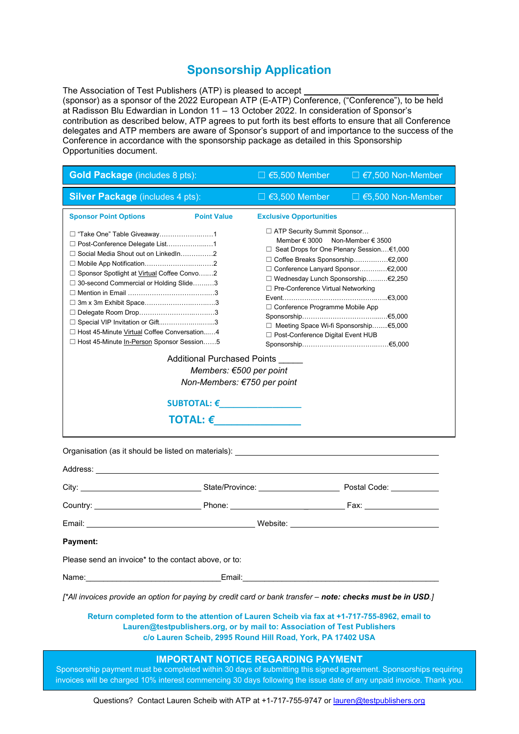# Sponsorship Application

The Association of Test Publishers (ATP) is pleased to accept ______________________________ (sponsor) as a sponsor of the 2022 European ATP (E-ATP) Conference, ("Conference"), to be held at Radisson Blu Edwardian in London 11 – 13 October 2022. In consideration of Sponsor's contribution as described below, ATP agrees to put forth its best efforts to ensure that all Conference delegates and ATP members are aware of Sponsor's support of and importance to the success of the Conference in accordance with the sponsorship package as detailed in this Sponsorship Opportunities document.

| | | |
|---|---|---|
| **Gold Package** (includes 8 pts): | ☐ €5,500 Member | ☐ €7,500 Non-Member |
| **Silver Package** (includes 4 pts): | ☐ €3,500 Member | ☐ €5,500 Non-Member |

| Sponsor Point Options | Point Value |
|---|---|
| ☐ "Take One" Table Giveaway | 1 |
| ☐ Post-Conference Delegate List | 1 |
| ☐ Social Media Shout out on LinkedIn | 2 |
| ☐ Mobile App Notification | 2 |
| ☐ Sponsor Spotlight at Virtual Coffee Convo | 2 |
| ☐ 30-second Commercial or Holding Slide | 3 |
| ☐ Mention in Email | 3 |
| ☐ 3m x 3m Exhibit Space | 3 |
| ☐ Delegate Room Drop | 3 |
| ☐ Special VIP Invitation or Gift | 3 |
| ☐ Host 45-Minute Virtual Coffee Conversation | 4 |
| ☐ Host 45-Minute In-Person Sponsor Session | 5 |

**Exclusive Opportunities**

- ☐ ATP Security Summit Sponsor… Member € 3000 Non-Member € 3500
- ☐ Seat Drops for One Plenary Session….€1,000
- ☐ Coffee Breaks Sponsorship……………€2,000
- ☐ Conference Lanyard Sponsor…………€2,000
- ☐ Wednesday Lunch Sponsorship……….€2,250
- ☐ Pre-Conference Virtual Networking Event………………………………………€3,000
- ☐ Conference Programme Mobile App Sponsorship………………………………€5,000
- ☐ Meeting Space Wi-fi Sponsorship……..€5,000
- ☐ Post-Conference Digital Event HUB Sponsorship………………………………€5,000

Additional Purchased Points _____

*Members: €500 per point*

*Non-Members: €750 per point*

**SUBTOTAL: €_________________**

**TOTAL: €_________________**

Organisation (as it should be listed on materials): ______________________________

Address: ______________________________

City: ______________ State/Province: ______________ Postal Code: __________

Country: ______________ Phone: ______________ Fax: ______________

Email: ______________________________ Website: ______________________________

**Payment:**

Please send an invoice* to the contact above, or to:

Name:______________________________Email:______________________________

*[*All invoices provide an option for paying by credit card or bank transfer – **note: checks must be in USD**.]*

**Return completed form to the attention of Lauren Scheib via fax at +1-717-755-8962, email to Lauren@testpublishers.org, or by mail to: Association of Test Publishers c/o Lauren Scheib, 2995 Round Hill Road, York, PA 17402 USA**

**IMPORTANT NOTICE REGARDING PAYMENT**

Sponsorship payment must be completed within 30 days of submitting this signed agreement. Sponsorships requiring invoices will be charged 10% interest commencing 30 days following the issue date of any unpaid invoice. Thank you.

Questions? Contact Lauren Scheib with ATP at +1-717-755-9747 or lauren@testpublishers.org